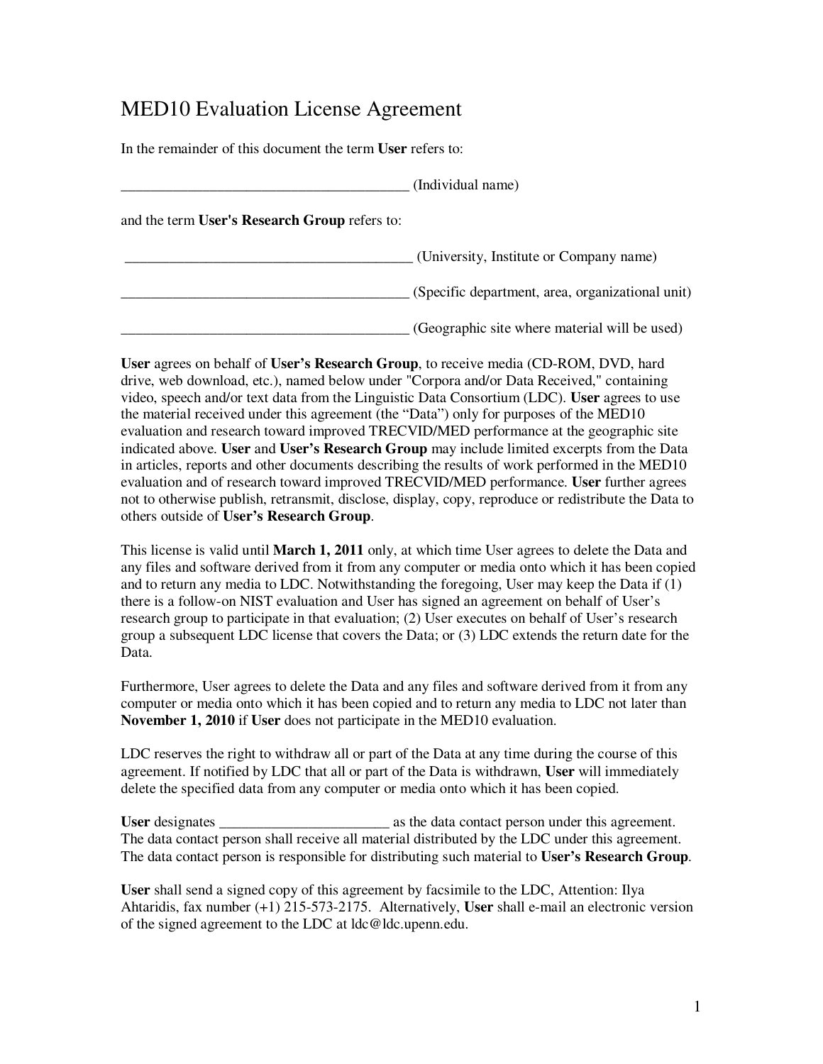# MED10 Evaluation License Agreement

In the remainder of this document the term **User** refers to:

________________________________________ (Individual name)

and the term **User's Research Group** refers to:

________________________________________ (University, Institute or Company name)

________________________________________ (Specific department, area, organizational unit)

________________________________________ (Geographic site where material will be used)

**User** agrees on behalf of **User's Research Group**, to receive media (CD-ROM, DVD, hard drive, web download, etc.), named below under "Corpora and/or Data Received," containing video, speech and/or text data from the Linguistic Data Consortium (LDC). **User** agrees to use the material received under this agreement (the "Data") only for purposes of the MED10 evaluation and research toward improved TRECVID/MED performance at the geographic site indicated above. **User** and **User's Research Group** may include limited excerpts from the Data in articles, reports and other documents describing the results of work performed in the MED10 evaluation and of research toward improved TRECVID/MED performance. **User** further agrees not to otherwise publish, retransmit, disclose, display, copy, reproduce or redistribute the Data to others outside of **User's Research Group**.

This license is valid until **March 1, 2011** only, at which time User agrees to delete the Data and any files and software derived from it from any computer or media onto which it has been copied and to return any media to LDC. Notwithstanding the foregoing, User may keep the Data if (1) there is a follow-on NIST evaluation and User has signed an agreement on behalf of User's research group to participate in that evaluation; (2) User executes on behalf of User's research group a subsequent LDC license that covers the Data; or (3) LDC extends the return date for the Data.

Furthermore, User agrees to delete the Data and any files and software derived from it from any computer or media onto which it has been copied and to return any media to LDC not later than **November 1, 2010** if **User** does not participate in the MED10 evaluation.

LDC reserves the right to withdraw all or part of the Data at any time during the course of this agreement. If notified by LDC that all or part of the Data is withdrawn, **User** will immediately delete the specified data from any computer or media onto which it has been copied.

**User** designates _______________________ as the data contact person under this agreement. The data contact person shall receive all material distributed by the LDC under this agreement. The data contact person is responsible for distributing such material to **User's Research Group**.

**User** shall send a signed copy of this agreement by facsimile to the LDC, Attention: Ilya Ahtaridis, fax number (+1) 215-573-2175. Alternatively, **User** shall e-mail an electronic version of the signed agreement to the LDC at ldc@ldc.upenn.edu.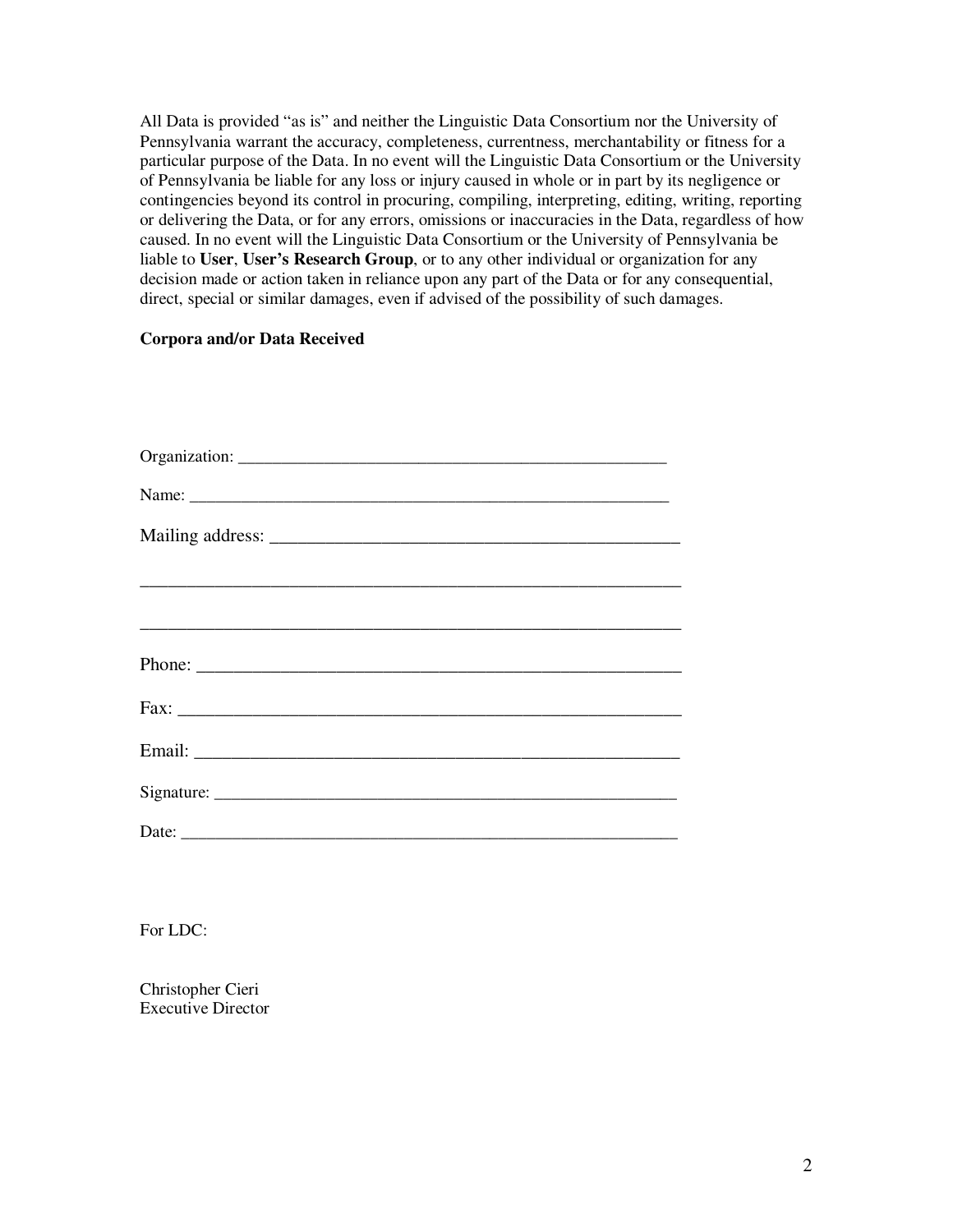All Data is provided "as is" and neither the Linguistic Data Consortium nor the University of Pennsylvania warrant the accuracy, completeness, currentness, merchantability or fitness for a particular purpose of the Data. In no event will the Linguistic Data Consortium or the University of Pennsylvania be liable for any loss or injury caused in whole or in part by its negligence or contingencies beyond its control in procuring, compiling, interpreting, editing, writing, reporting or delivering the Data, or for any errors, omissions or inaccuracies in the Data, regardless of how caused. In no event will the Linguistic Data Consortium or the University of Pennsylvania be liable to **User**, **User's Research Group**, or to any other individual or organization for any decision made or action taken in reliance upon any part of the Data or for any consequential, direct, special or similar damages, even if advised of the possibility of such damages.

**Corpora and/or Data Received**

Organization: ____________________________________________________

Name: _________________________________________________________

Mailing address: ______________________________________________

_______________________________________________________________

_______________________________________________________________

Phone: ________________________________________________________

Fax: __________________________________________________________

Email: ________________________________________________________

Signature: _____________________________________________________

Date: _________________________________________________________

For LDC:

Christopher Cieri
Executive Director